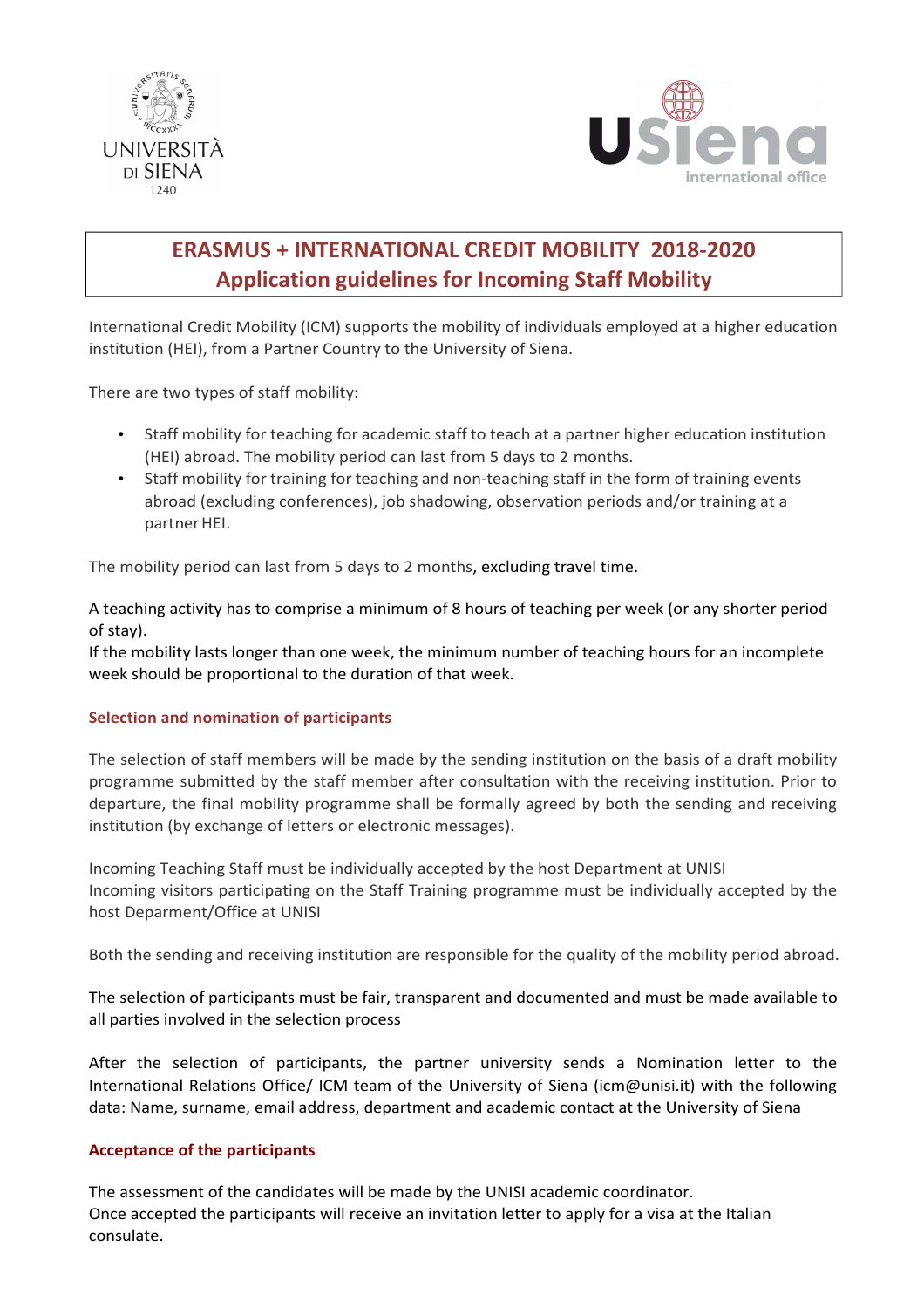# ERASMUS + INTERNATIONAL CREDIT MOBILITY 2018-2020
# Application guidelines for Incoming Staff Mobility

International Credit Mobility (ICM) supports the mobility of individuals employed at a higher education institution (HEI), from a Partner Country to the University of Siena.

There are two types of staff mobility:

- Staff mobility for teaching for academic staff to teach at a partner higher education institution (HEI) abroad. The mobility period can last from 5 days to 2 months.
- Staff mobility for training for teaching and non-teaching staff in the form of training events abroad (excluding conferences), job shadowing, observation periods and/or training at a partner HEI.

The mobility period can last from 5 days to 2 months, excluding travel time.

A teaching activity has to comprise a minimum of 8 hours of teaching per week (or any shorter period of stay).
If the mobility lasts longer than one week, the minimum number of teaching hours for an incomplete week should be proportional to the duration of that week.

### Selection and nomination of participants

The selection of staff members will be made by the sending institution on the basis of a draft mobility programme submitted by the staff member after consultation with the receiving institution. Prior to departure, the final mobility programme shall be formally agreed by both the sending and receiving institution (by exchange of letters or electronic messages).

Incoming Teaching Staff must be individually accepted by the host Department at UNISI
Incoming visitors participating on the Staff Training programme must be individually accepted by the host Deparment/Office at UNISI

Both the sending and receiving institution are responsible for the quality of the mobility period abroad.

The selection of participants must be fair, transparent and documented and must be made available to all parties involved in the selection process

After the selection of participants, the partner university sends a Nomination letter to the International Relations Office/ ICM team of the University of Siena (icm@unisi.it) with the following data: Name, surname, email address, department and academic contact at the University of Siena

### Acceptance of the participants

The assessment of the candidates will be made by the UNISI academic coordinator.
Once accepted the participants will receive an invitation letter to apply for a visa at the Italian consulate.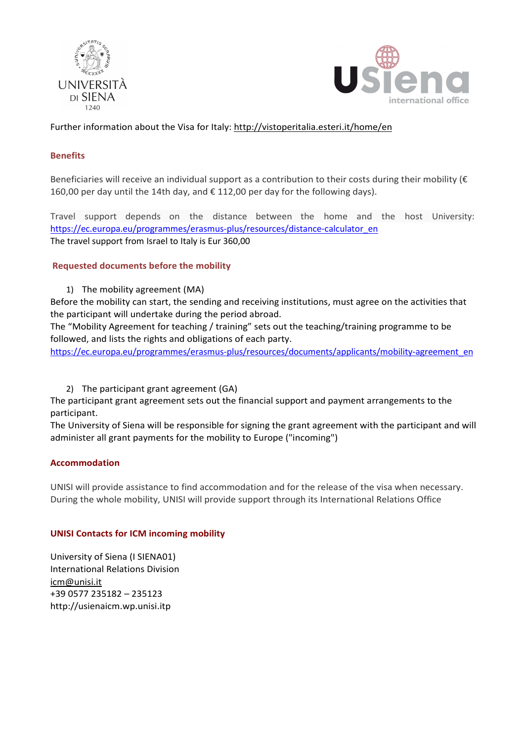Further information about the Visa for Italy: http://vistoperitalia.esteri.it/home/en

### Benefits

Beneficiaries will receive an individual support as a contribution to their costs during their mobility (€ 160,00 per day until the 14th day, and € 112,00 per day for the following days).

Travel support depends on the distance between the home and the host University: https://ec.europa.eu/programmes/erasmus-plus/resources/distance-calculator_en
The travel support from Israel to Italy is Eur 360,00

### Requested documents before the mobility

1) The mobility agreement (MA)

Before the mobility can start, the sending and receiving institutions, must agree on the activities that the participant will undertake during the period abroad.
The "Mobility Agreement for teaching / training" sets out the teaching/training programme to be followed, and lists the rights and obligations of each party.
https://ec.europa.eu/programmes/erasmus-plus/resources/documents/applicants/mobility-agreement_en

2) The participant grant agreement (GA)

The participant grant agreement sets out the financial support and payment arrangements to the participant.
The University of Siena will be responsible for signing the grant agreement with the participant and will administer all grant payments for the mobility to Europe ("incoming")

### Accommodation

UNISI will provide assistance to find accommodation and for the release of the visa when necessary. During the whole mobility, UNISI will provide support through its International Relations Office

### UNISI Contacts for ICM incoming mobility

University of Siena (I SIENA01)
International Relations Division
icm@unisi.it
+39 0577 235182 – 235123
http://usienaicm.wp.unisi.itp